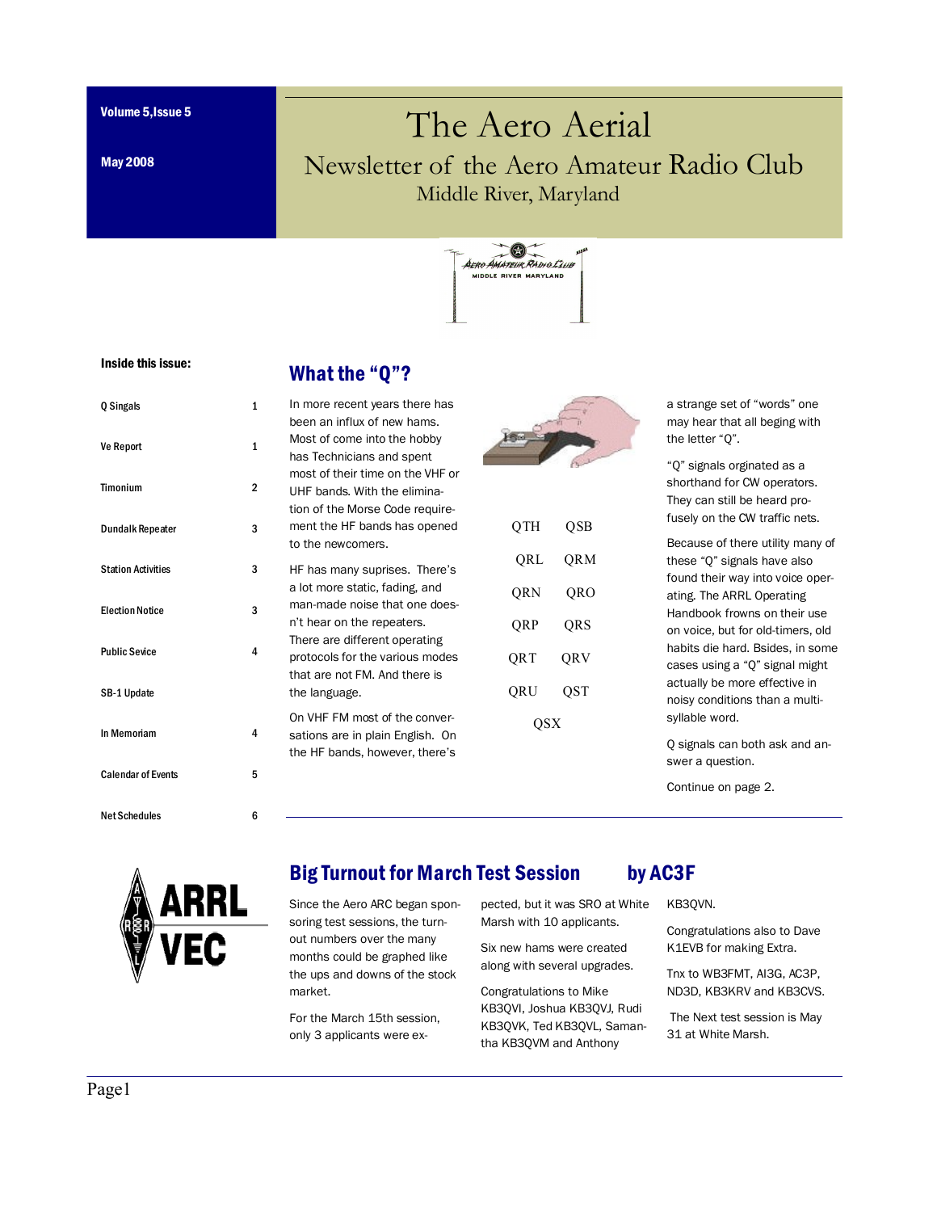Volume 5,Issue 5

May 2008

# The Aero Aerial

## Newsletter of the Aero Amateur Radio Club

Middle River, Maryland

**Inside this issue:**

| | |
|---|---|
| Q Singals | 1 |
| Ve Report | 1 |
| Timonium | 2 |
| Dundalk Repeater | 3 |
| Station Activities | 3 |
| Election Notice | 3 |
| Public Sevice | 4 |
| SB-1 Update | |
| In Memoriam | 4 |
| Calendar of Events | 5 |
| Net Schedules | 6 |

## What the "Q"?

In more recent years there has been an influx of new hams. Most of come into the hobby has Technicians and spent most of their time on the VHF or UHF bands. With the elimination of the Morse Code requirement the HF bands has opened to the newcomers.

HF has many suprises. There's a lot more static, fading, and man-made noise that one doesn't hear on the repeaters. There are different operating protocols for the various modes that are not FM. And there is the language.

On VHF FM most of the conversations are in plain English. On the HF bands, however, there's a strange set of "words" one may hear that all beging with the letter "Q".

QTH QSB

QRL QRM

QRN QRO

QRP QRS

QRT QRV

QRU QST

QSX

"Q" signals orginated as a shorthand for CW operators. They can still be heard profusely on the CW traffic nets.

Because of there utility many of these "Q" signals have also found their way into voice operating. The ARRL Operating Handbook frowns on their use on voice, but for old-timers, old habits die hard. Bsides, in some cases using a "Q" signal might actually be more effective in noisy conditions than a multi-syllable word.

Q signals can both ask and answer a question.

Continue on page 2.

## Big Turnout for March Test Session by AC3F

Since the Aero ARC began sponsoring test sessions, the turnout numbers over the many months could be graphed like the ups and downs of the stock market.

For the March 15th session, only 3 applicants were expected, but it was SRO at White Marsh with 10 applicants.

Six new hams were created along with several upgrades.

Congratulations to Mike KB3QVI, Joshua KB3QVJ, Rudi KB3QVK, Ted KB3QVL, Samantha KB3QVM and Anthony KB3QVN.

Congratulations also to Dave K1EVB for making Extra.

Tnx to WB3FMT, AI3G, AC3P, ND3D, KB3KRV and KB3CVS.

The Next test session is May 31 at White Marsh.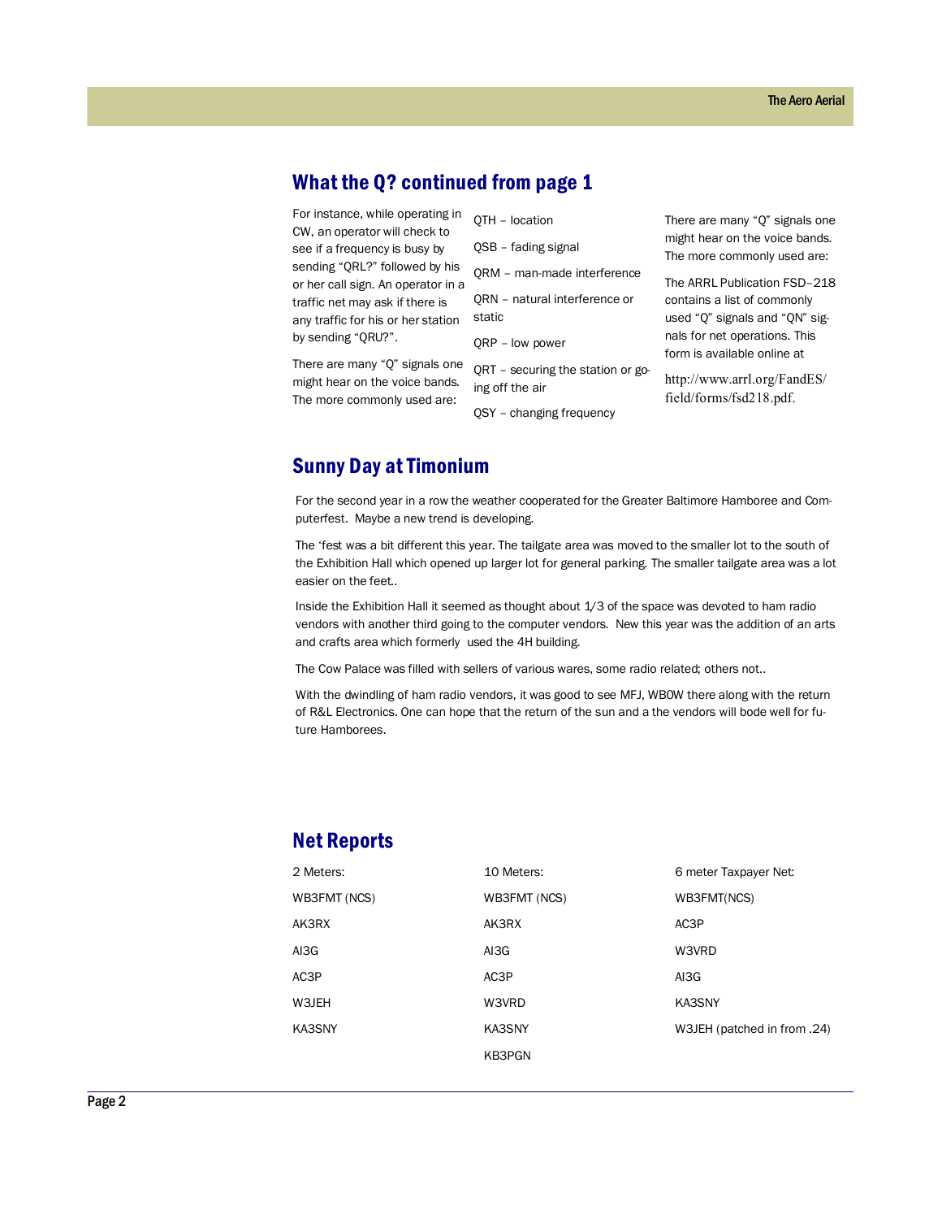## What the Q? continued from page 1

For instance, while operating in CW, an operator will check to see if a frequency is busy by sending "QRL?" followed by his or her call sign. An operator in a traffic net may ask if there is any traffic for his or her station by sending "QRU?".

There are many "Q" signals one might hear on the voice bands. The more commonly used are:

QTH – location

QSB – fading signal

QRM – man-made interference

QRN – natural interference or static

QRP – low power

QRT – securing the station or going off the air

QSY – changing frequency

There are many "Q" signals one might hear on the voice bands. The more commonly used are:

The ARRL Publication FSD–218 contains a list of commonly used "Q" signals and "QN" signals for net operations. This form is available online at

http://www.arrl.org/FandES/field/forms/fsd218.pdf.

## Sunny Day at Timonium

For the second year in a row the weather cooperated for the Greater Baltimore Hamboree and Computerfest. Maybe a new trend is developing.

The 'fest was a bit different this year. The tailgate area was moved to the smaller lot to the south of the Exhibition Hall which opened up larger lot for general parking. The smaller tailgate area was a lot easier on the feet..

Inside the Exhibition Hall it seemed as thought about 1/3 of the space was devoted to ham radio vendors with another third going to the computer vendors. New this year was the addition of an arts and crafts area which formerly used the 4H building.

The Cow Palace was filled with sellers of various wares, some radio related; others not..

With the dwindling of ham radio vendors, it was good to see MFJ, WB0W there along with the return of R&L Electronics. One can hope that the return of the sun and a the vendors will bode well for future Hamborees.

## Net Reports

2 Meters:

WB3FMT (NCS)

AK3RX

AI3G

AC3P

W3JEH

KA3SNY

10 Meters:

WB3FMT (NCS)

AK3RX

AI3G

AC3P

W3VRD

KA3SNY

KB3PGN

6 meter Taxpayer Net:

WB3FMT(NCS)

AC3P

W3VRD

AI3G

KA3SNY

W3JEH (patched in from .24)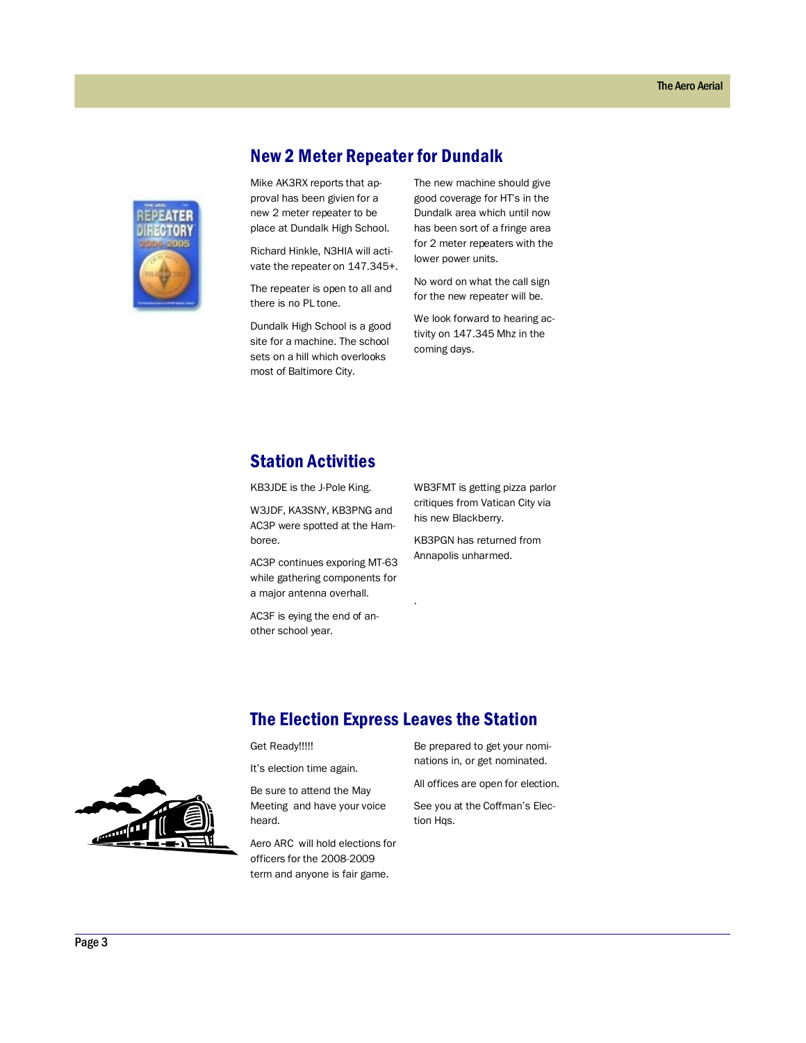## New 2 Meter Repeater for Dundalk

Mike AK3RX reports that approval has been givien for a new 2 meter repeater to be place at Dundalk High School.

Richard Hinkle, N3HIA will activate the repeater on 147.345+.

The repeater is open to all and there is no PL tone.

Dundalk High School is a good site for a machine. The school sets on a hill which overlooks most of Baltimore City.

The new machine should give good coverage for HT's in the Dundalk area which until now has been sort of a fringe area for 2 meter repeaters with the lower power units.

No word on what the call sign for the new repeater will be.

We look forward to hearing activity on 147.345 Mhz in the coming days.

## Station Activities

KB3JDE is the J-Pole King.

W3JDF, KA3SNY, KB3PNG and AC3P were spotted at the Hamboree.

AC3P continues exporing MT-63 while gathering components for a major antenna overhall.

AC3F is eying the end of another school year.

WB3FMT is getting pizza parlor critiques from Vatican City via his new Blackberry.

KB3PGN has returned from Annapolis unharmed.

## The Election Express Leaves the Station

Get Ready!!!!!

It's election time again.

Be sure to attend the May Meeting and have your voice heard.

Aero ARC will hold elections for officers for the 2008-2009 term and anyone is fair game.

Be prepared to get your nominations in, or get nominated.

All offices are open for election.

See you at the Coffman's Election Hqs.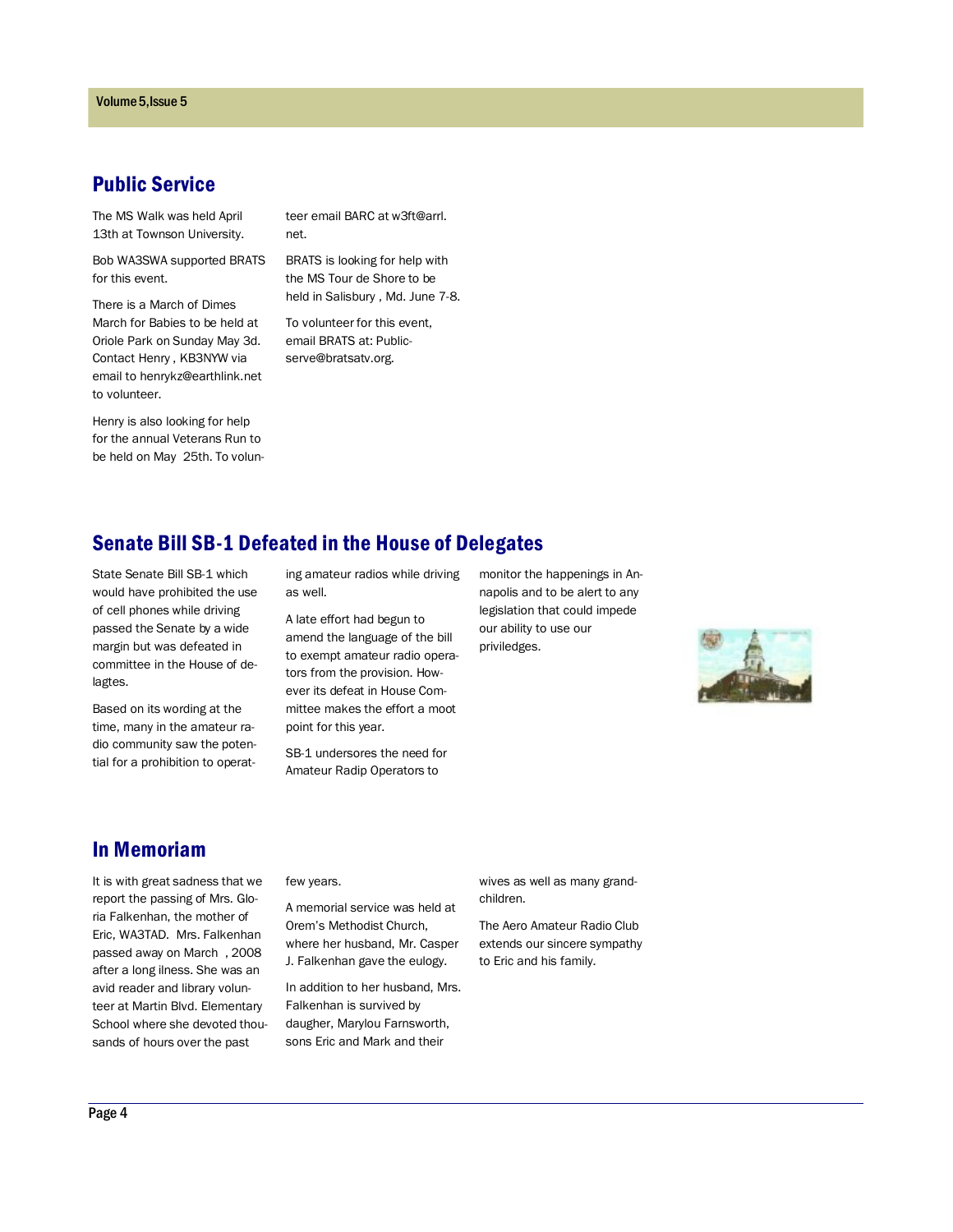## Public Service

The MS Walk was held April 13th at Townson University.

Bob WA3SWA supported BRATS for this event.

There is a March of Dimes March for Babies to be held at Oriole Park on Sunday May 3d. Contact Henry , KB3NYW via email to henrykz@earthlink.net to volunteer.

Henry is also looking for help for the annual Veterans Run to be held on May 25th. To volunteer email BARC at w3ft@arrl.net.

BRATS is looking for help with the MS Tour de Shore to be held in Salisbury , Md. June 7-8.

To volunteer for this event, email BRATS at: Publicserve@bratsatv.org.

## Senate Bill SB-1 Defeated in the House of Delegates

State Senate Bill SB-1 which would have prohibited the use of cell phones while driving passed the Senate by a wide margin but was defeated in committee in the House of delagtes.

Based on its wording at the time, many in the amateur radio community saw the potential for a prohibition to operating amateur radios while driving as well.

A late effort had begun to amend the language of the bill to exempt amateur radio operators from the provision. However its defeat in House Committee makes the effort a moot point for this year.

SB-1 undersores the need for Amateur Radip Operators to monitor the happenings in Annapolis and to be alert to any legislation that could impede our ability to use our priviledges.

## In Memoriam

It is with great sadness that we report the passing of Mrs. Gloria Falkenhan, the mother of Eric, WA3TAD. Mrs. Falkenhan passed away on March , 2008 after a long ilness. She was an avid reader and library volunteer at Martin Blvd. Elementary School where she devoted thousands of hours over the past few years.

A memorial service was held at Orem's Methodist Church, where her husband, Mr. Casper J. Falkenhan gave the eulogy.

In addition to her husband, Mrs. Falkenhan is survived by daugher, Marylou Farnsworth, sons Eric and Mark and their wives as well as many grandchildren.

The Aero Amateur Radio Club extends our sincere sympathy to Eric and his family.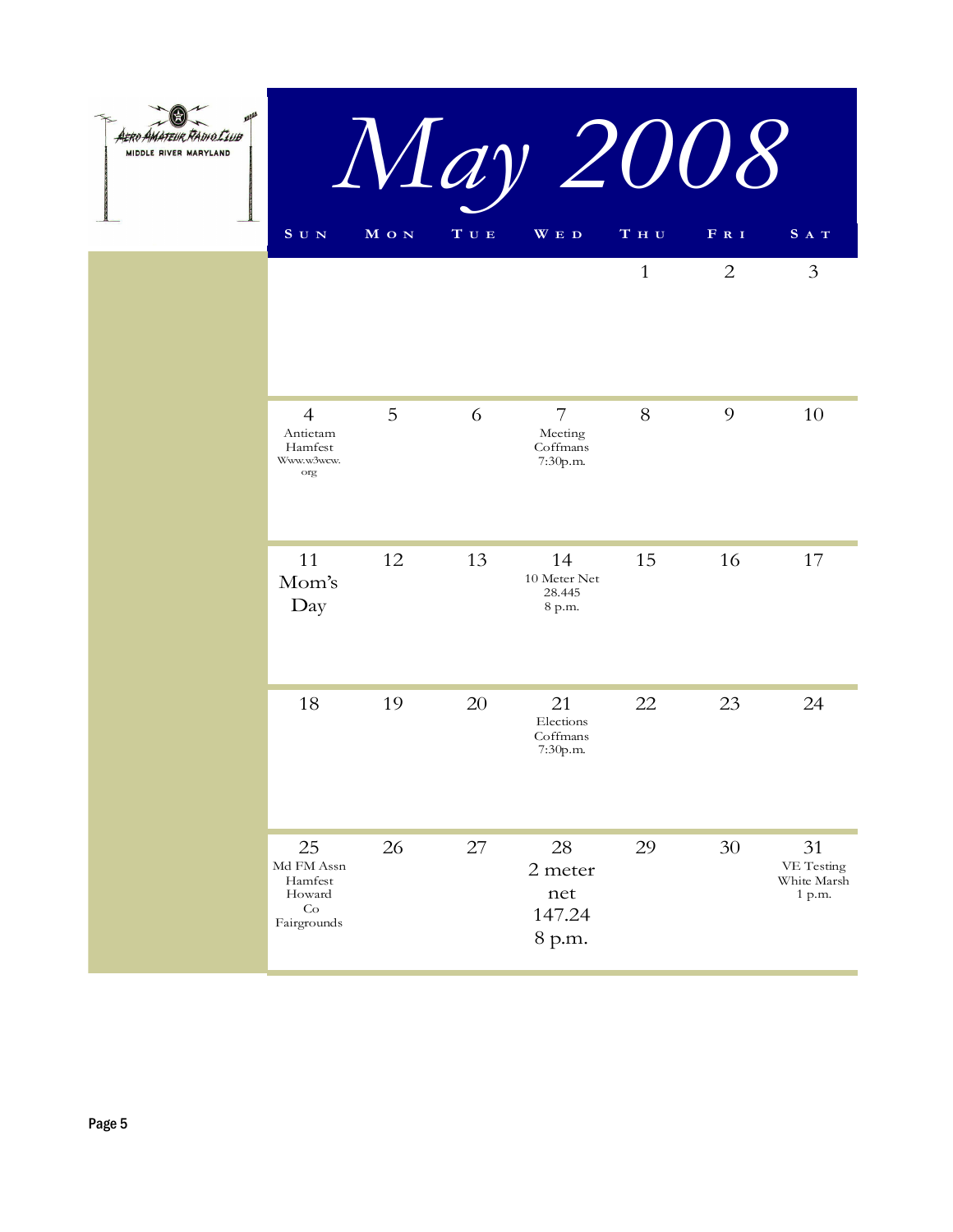AERO AMATEUR RADIO CLUB
MIDDLE RIVER MARYLAND

# May 2008

| Sun | Mon | Tue | Wed | Thu | Fri | Sat |
|---|---|---|---|---|---|---|
| | | | | 1 | 2 | 3 |
| 4 Antietam Hamfest Www.w3wcw.org | 5 | 6 | 7 Meeting Coffmans 7:30p.m. | 8 | 9 | 10 |
| 11 Mom's Day | 12 | 13 | 14 10 Meter Net 28.445 8 p.m. | 15 | 16 | 17 |
| 18 | 19 | 20 | 21 Elections Coffmans 7:30p.m. | 22 | 23 | 24 |
| 25 Md FM Assn Hamfest Howard Co Fairgrounds | 26 | 27 | 28 2 meter net 147.24 8 p.m. | 29 | 30 | 31 VE Testing White Marsh 1 p.m. |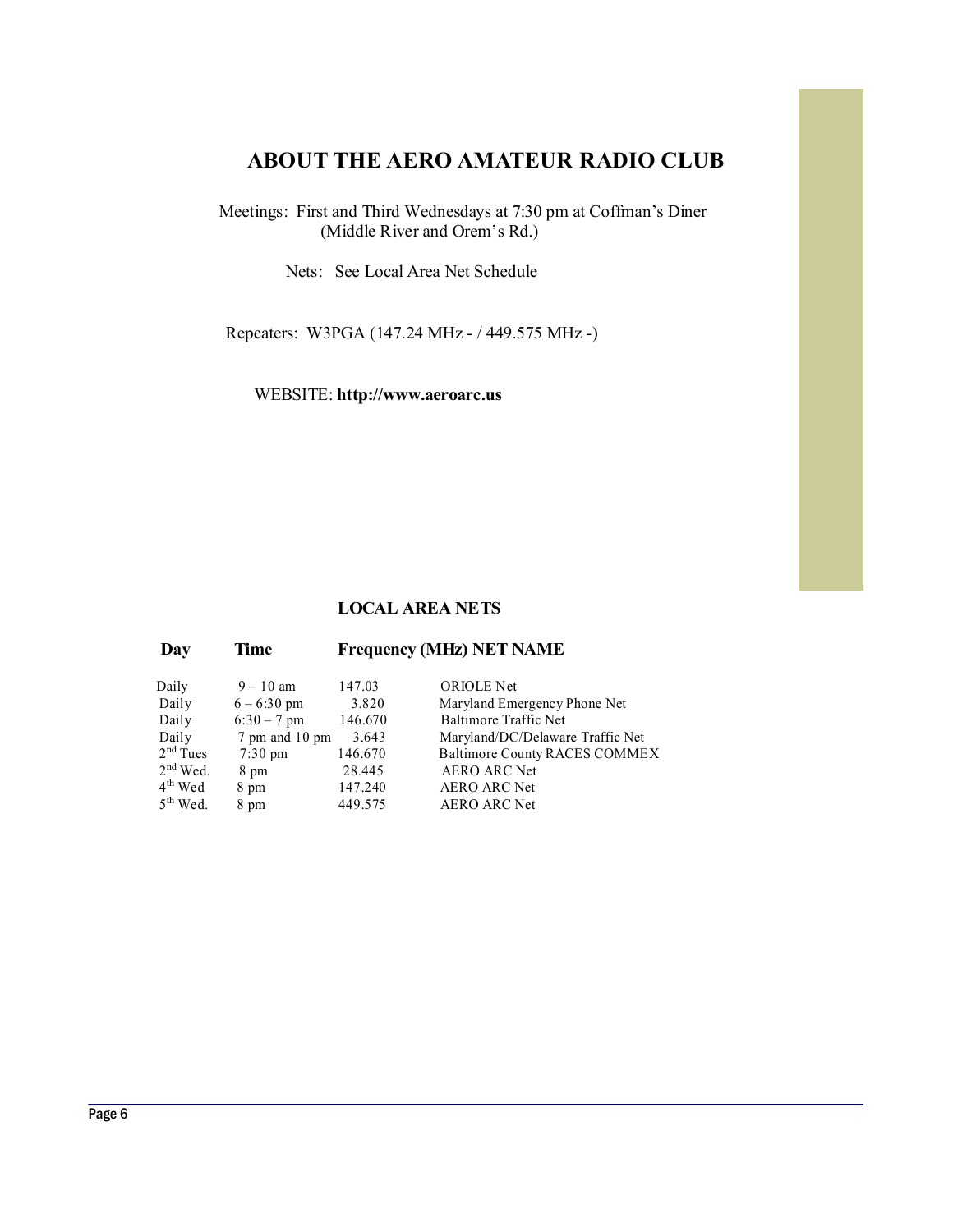# ABOUT THE AERO AMATEUR RADIO CLUB

Meetings: First and Third Wednesdays at 7:30 pm at Coffman's Diner
(Middle River and Orem's Rd.)

Nets: See Local Area Net Schedule

Repeaters: W3PGA (147.24 MHz - / 449.575 MHz -)

WEBSITE: **http://www.aeroarc.us**

## LOCAL AREA NETS

| Day | Time | Frequency (MHz) | NET NAME |
|---|---|---|---|
| Daily | 9 – 10 am | 147.03 | ORIOLE Net |
| Daily | 6 – 6:30 pm | 3.820 | Maryland Emergency Phone Net |
| Daily | 6:30 – 7 pm | 146.670 | Baltimore Traffic Net |
| Daily | 7 pm and 10 pm | 3.643 | Maryland/DC/Delaware Traffic Net |
| 2nd Tues | 7:30 pm | 146.670 | Baltimore County RACES COMMEX |
| 2nd Wed. | 8 pm | 28.445 | AERO ARC Net |
| 4th Wed | 8 pm | 147.240 | AERO ARC Net |
| 5th Wed. | 8 pm | 449.575 | AERO ARC Net |